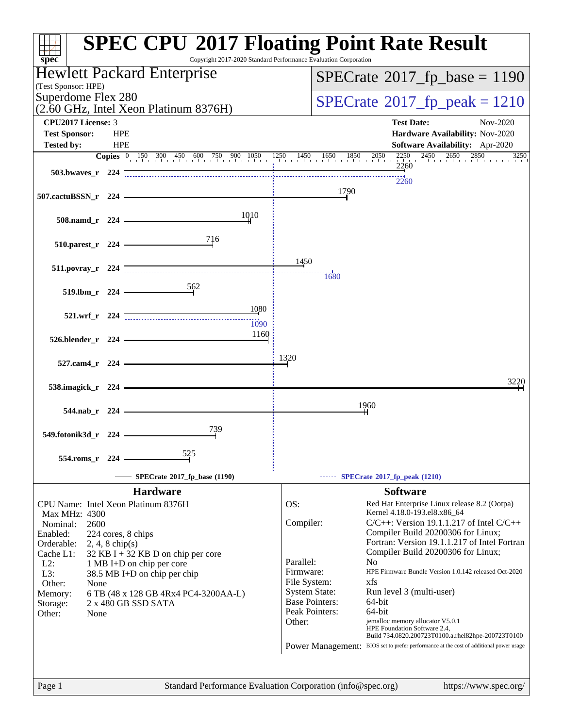# SPEC CPU 2017 Floating Point Rate Result

Copyright 2017-2020 Standard Performance Evaluation Corporation

**Hewlett Packard Enterprise**
(Test Sponsor: HPE)
Superdome Flex 280
(2.60 GHz, Intel Xeon Platinum 8376H)

SPECrate 2017_fp_base = 1190

SPECrate 2017_fp_peak = 1210

**CPU2017 License:** 3
**Test Sponsor:** HPE
**Tested by:** HPE

**Test Date:** Nov-2020
**Hardware Availability:** Nov-2020
**Software Availability:** Apr-2020

Copies 0 150 300 450 600 750 900 1050 1250 1450 1650 1850 2050 2250 2450 2650 2850 3250

503.bwaves_r 224
2260
2260

507.cactuBSSN_r 224
1790

508.namd_r 224
1010

510.parest_r 224
716

511.povray_r 224
1450
1680

519.lbm_r 224
562

521.wrf_r 224
1080
1090

526.blender_r 224
1160

527.cam4_r 224
1320

538.imagick_r 224
3220

544.nab_r 224
1960

549.fotonik3d_r 224
739

554.roms_r 224
525

SPECrate 2017_fp_base (1190)
SPECrate 2017_fp_peak (1210)

## Hardware

| | |
|---|---|
| CPU Name: | Intel Xeon Platinum 8376H |
| Max MHz: | 4300 |
| Nominal: | 2600 |
| Enabled: | 224 cores, 8 chips |
| Orderable: | 2, 4, 8 chip(s) |
| Cache L1: | 32 KB I + 32 KB D on chip per core |
| L2: | 1 MB I+D on chip per core |
| L3: | 38.5 MB I+D on chip per chip |
| Other: | None |
| Memory: | 6 TB (48 x 128 GB 4Rx4 PC4-3200AA-L) |
| Storage: | 2 x 480 GB SSD SATA |
| Other: | None |

## Software

| | |
|---|---|
| OS: | Red Hat Enterprise Linux release 8.2 (Ootpa) Kernel 4.18.0-193.el8.x86_64 |
| Compiler: | C/C++: Version 19.1.1.217 of Intel C/C++ Compiler Build 20200306 for Linux; Fortran: Version 19.1.1.217 of Intel Fortran Compiler Build 20200306 for Linux; |
| Parallel: | No |
| Firmware: | HPE Firmware Bundle Version 1.0.142 released Oct-2020 |
| File System: | xfs |
| System State: | Run level 3 (multi-user) |
| Base Pointers: | 64-bit |
| Peak Pointers: | 64-bit |
| Other: | jemalloc memory allocator V5.0.1 HPE Foundation Software 2.4, Build 734.0820.200723T0100.a.rhel82hpe-200723T0100 |
| Power Management: | BIOS set to prefer performance at the cost of additional power usage |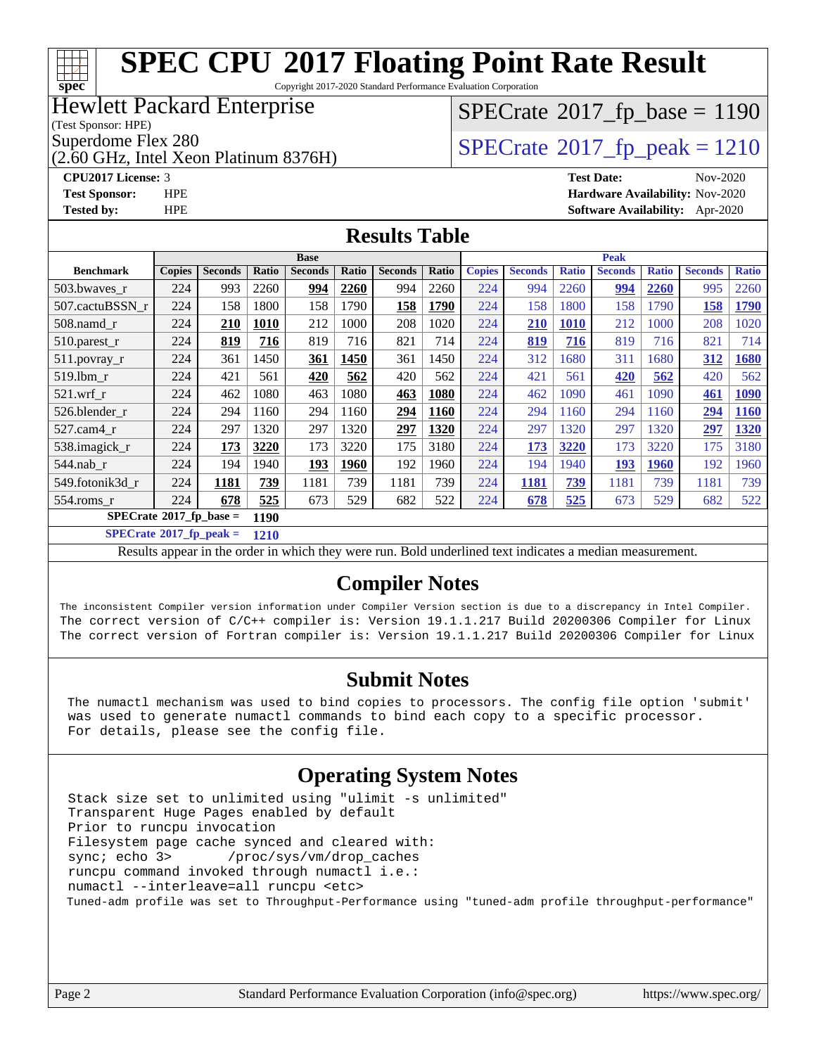# SPEC CPU 2017 Floating Point Rate Result

Copyright 2017-2020 Standard Performance Evaluation Corporation

Hewlett Packard Enterprise
(Test Sponsor: HPE)
Superdome Flex 280
(2.60 GHz, Intel Xeon Platinum 8376H)

SPECrate 2017_fp_base = 1190

SPECrate 2017_fp_peak = 1210

**CPU2017 License:** 3
**Test Sponsor:** HPE
**Tested by:** HPE

**Test Date:** Nov-2020
**Hardware Availability:** Nov-2020
**Software Availability:** Apr-2020

## Results Table

| | Base | | | | | | | Peak | | | | | | |
|---|---|---|---|---|---|---|---|---|---|---|---|---|---|---|
| **Benchmark** | **Copies** | **Seconds** | **Ratio** | **Seconds** | **Ratio** | **Seconds** | **Ratio** | **Copies** | **Seconds** | **Ratio** | **Seconds** | **Ratio** | **Seconds** | **Ratio** |
| 503.bwaves_r | 224 | 993 | 2260 | **994** | **2260** | 994 | 2260 | 224 | 994 | 2260 | **994** | **2260** | 995 | 2260 |
| 507.cactuBSSN_r | 224 | 158 | 1800 | 158 | 1790 | **158** | **1790** | 224 | 158 | 1800 | 158 | 1790 | **158** | **1790** |
| 508.namd_r | 224 | **210** | **1010** | 212 | 1000 | 208 | 1020 | 224 | **210** | **1010** | 212 | 1000 | 208 | 1020 |
| 510.parest_r | 224 | **819** | **716** | 819 | 716 | 821 | 714 | 224 | **819** | **716** | 819 | 716 | 821 | 714 |
| 511.povray_r | 224 | 361 | 1450 | **361** | **1450** | 361 | 1450 | 224 | 312 | 1680 | 311 | 1680 | **312** | **1680** |
| 519.lbm_r | 224 | 421 | 561 | **420** | **562** | 420 | 562 | 224 | 421 | 561 | **420** | **562** | 420 | 562 |
| 521.wrf_r | 224 | 462 | 1080 | 463 | 1080 | **463** | **1080** | 224 | 462 | 1090 | 461 | 1090 | **461** | **1090** |
| 526.blender_r | 224 | 294 | 1160 | 294 | 1160 | **294** | **1160** | 224 | 294 | 1160 | 294 | 1160 | **294** | **1160** |
| 527.cam4_r | 224 | 297 | 1320 | 297 | 1320 | **297** | **1320** | 224 | 297 | 1320 | 297 | 1320 | **297** | **1320** |
| 538.imagick_r | 224 | **173** | **3220** | 173 | 3220 | 175 | 3180 | 224 | **173** | **3220** | 173 | 3220 | 175 | 3180 |
| 544.nab_r | 224 | 194 | 1940 | **193** | **1960** | 192 | 1960 | 224 | 194 | 1940 | **193** | **1960** | 192 | 1960 |
| 549.fotonik3d_r | 224 | **1181** | **739** | 1181 | 739 | 1181 | 739 | 224 | **1181** | **739** | 1181 | 739 | 1181 | 739 |
| 554.roms_r | 224 | **678** | **525** | 673 | 529 | 682 | 522 | 224 | **678** | **525** | 673 | 529 | 682 | 522 |

**SPECrate 2017_fp_base = 1190**

**SPECrate 2017_fp_peak = 1210**

Results appear in the order in which they were run. Bold underlined text indicates a median measurement.

## Compiler Notes

The inconsistent Compiler version information under Compiler Version section is due to a discrepancy in Intel Compiler.
The correct version of C/C++ compiler is: Version 19.1.1.217 Build 20200306 Compiler for Linux
The correct version of Fortran compiler is: Version 19.1.1.217 Build 20200306 Compiler for Linux

## Submit Notes

The numactl mechanism was used to bind copies to processors. The config file option 'submit' was used to generate numactl commands to bind each copy to a specific processor.
For details, please see the config file.

## Operating System Notes

```
Stack size set to unlimited using "ulimit -s unlimited"
Transparent Huge Pages enabled by default
Prior to runcpu invocation
Filesystem page cache synced and cleared with:
sync; echo 3>       /proc/sys/vm/drop_caches
runcpu command invoked through numactl i.e.:
numactl --interleave=all runcpu <etc>
Tuned-adm profile was set to Throughput-Performance using "tuned-adm profile throughput-performance"
```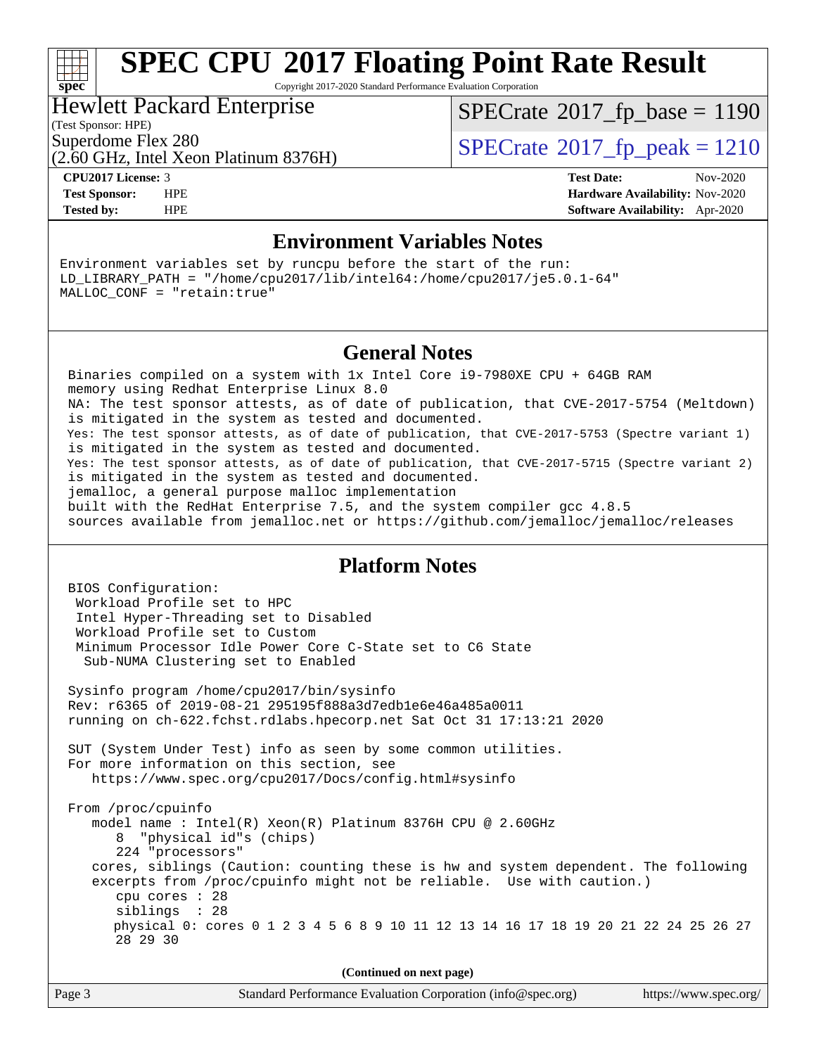# SPEC CPU 2017 Floating Point Rate Result

Copyright 2017-2020 Standard Performance Evaluation Corporation

**Hewlett Packard Enterprise**
(Test Sponsor: HPE)
Superdome Flex 280
(2.60 GHz, Intel Xeon Platinum 8376H)

SPECrate 2017_fp_base = 1190

SPECrate 2017_fp_peak = 1210

| | | | |
|---|---|---|---|
| **CPU2017 License:** | 3 | **Test Date:** | Nov-2020 |
| **Test Sponsor:** | HPE | **Hardware Availability:** | Nov-2020 |
| **Tested by:** | HPE | **Software Availability:** | Apr-2020 |

## Environment Variables Notes

```
Environment variables set by runcpu before the start of the run:
LD_LIBRARY_PATH = "/home/cpu2017/lib/intel64:/home/cpu2017/je5.0.1-64"
MALLOC_CONF = "retain:true"
```

## General Notes

```
Binaries compiled on a system with 1x Intel Core i9-7980XE CPU + 64GB RAM
memory using Redhat Enterprise Linux 8.0
NA: The test sponsor attests, as of date of publication, that CVE-2017-5754 (Meltdown)
is mitigated in the system as tested and documented.
Yes: The test sponsor attests, as of date of publication, that CVE-2017-5753 (Spectre variant 1)
is mitigated in the system as tested and documented.
Yes: The test sponsor attests, as of date of publication, that CVE-2017-5715 (Spectre variant 2)
is mitigated in the system as tested and documented.
jemalloc, a general purpose malloc implementation
built with the RedHat Enterprise 7.5, and the system compiler gcc 4.8.5
sources available from jemalloc.net or https://github.com/jemalloc/jemalloc/releases
```

## Platform Notes

```
BIOS Configuration:
 Workload Profile set to HPC
 Intel Hyper-Threading set to Disabled
 Workload Profile set to Custom
 Minimum Processor Idle Power Core C-State set to C6 State
  Sub-NUMA Clustering set to Enabled

Sysinfo program /home/cpu2017/bin/sysinfo
Rev: r6365 of 2019-08-21 295195f888a3d7edb1e6e46a485a0011
running on ch-622.fchst.rdlabs.hpecorp.net Sat Oct 31 17:13:21 2020

SUT (System Under Test) info as seen by some common utilities.
For more information on this section, see
   https://www.spec.org/cpu2017/Docs/config.html#sysinfo

From /proc/cpuinfo
   model name : Intel(R) Xeon(R) Platinum 8376H CPU @ 2.60GHz
      8  "physical id"s (chips)
      224 "processors"
   cores, siblings (Caution: counting these is hw and system dependent. The following
   excerpts from /proc/cpuinfo might not be reliable.  Use with caution.)
      cpu cores : 28
      siblings  : 28
      physical 0: cores 0 1 2 3 4 5 6 8 9 10 11 12 13 14 16 17 18 19 20 21 22 24 25 26 27
      28 29 30
```

**(Continued on next page)**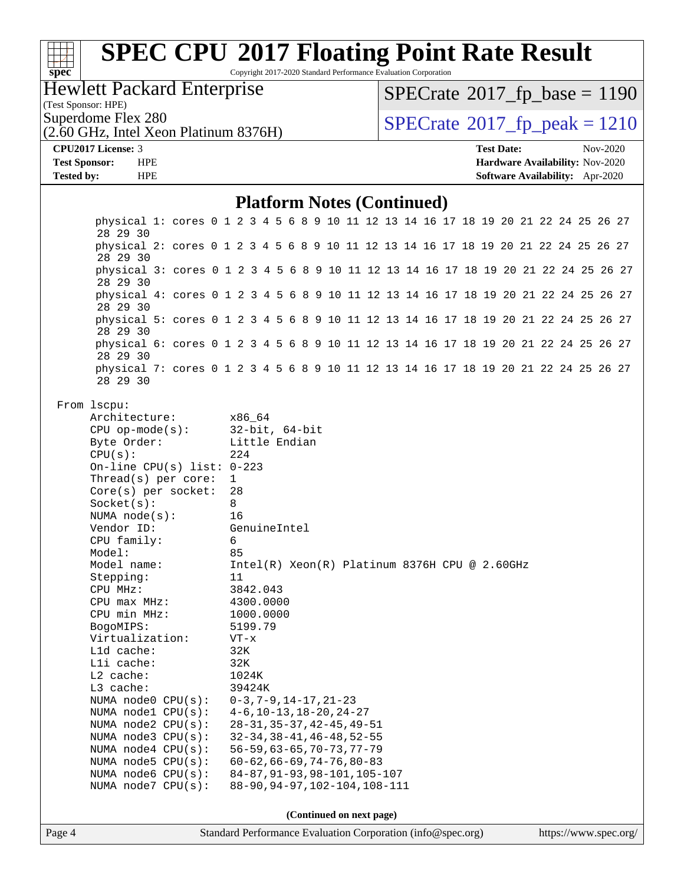# SPEC CPU 2017 Floating Point Rate Result

Copyright 2017-2020 Standard Performance Evaluation Corporation

Hewlett Packard Enterprise
(Test Sponsor: HPE)
Superdome Flex 280
(2.60 GHz, Intel Xeon Platinum 8376H)

SPECrate 2017_fp_base = 1190
SPECrate 2017_fp_peak = 1210

**CPU2017 License:** 3
**Test Sponsor:** HPE
**Tested by:** HPE

**Test Date:** Nov-2020
**Hardware Availability:** Nov-2020
**Software Availability:** Apr-2020

## Platform Notes (Continued)

```
       physical 1: cores 0 1 2 3 4 5 6 8 9 10 11 12 13 14 16 17 18 19 20 21 22 24 25 26 27
       28 29 30
       physical 2: cores 0 1 2 3 4 5 6 8 9 10 11 12 13 14 16 17 18 19 20 21 22 24 25 26 27
       28 29 30
       physical 3: cores 0 1 2 3 4 5 6 8 9 10 11 12 13 14 16 17 18 19 20 21 22 24 25 26 27
       28 29 30
       physical 4: cores 0 1 2 3 4 5 6 8 9 10 11 12 13 14 16 17 18 19 20 21 22 24 25 26 27
       28 29 30
       physical 5: cores 0 1 2 3 4 5 6 8 9 10 11 12 13 14 16 17 18 19 20 21 22 24 25 26 27
       28 29 30
       physical 6: cores 0 1 2 3 4 5 6 8 9 10 11 12 13 14 16 17 18 19 20 21 22 24 25 26 27
       28 29 30
       physical 7: cores 0 1 2 3 4 5 6 8 9 10 11 12 13 14 16 17 18 19 20 21 22 24 25 26 27
       28 29 30

 From lscpu:
      Architecture:          x86_64
      CPU op-mode(s):        32-bit, 64-bit
      Byte Order:            Little Endian
      CPU(s):                224
      On-line CPU(s) list: 0-223
      Thread(s) per core:  1
      Core(s) per socket:  28
      Socket(s):             8
      NUMA node(s):          16
      Vendor ID:             GenuineIntel
      CPU family:            6
      Model:                 85
      Model name:            Intel(R) Xeon(R) Platinum 8376H CPU @ 2.60GHz
      Stepping:              11
      CPU MHz:               3842.043
      CPU max MHz:           4300.0000
      CPU min MHz:           1000.0000
      BogoMIPS:              5199.79
      Virtualization:        VT-x
      L1d cache:             32K
      L1i cache:             32K
      L2 cache:              1024K
      L3 cache:              39424K
      NUMA node0 CPU(s):     0-3,7-9,14-17,21-23
      NUMA node1 CPU(s):     4-6,10-13,18-20,24-27
      NUMA node2 CPU(s):     28-31,35-37,42-45,49-51
      NUMA node3 CPU(s):     32-34,38-41,46-48,52-55
      NUMA node4 CPU(s):     56-59,63-65,70-73,77-79
      NUMA node5 CPU(s):     60-62,66-69,74-76,80-83
      NUMA node6 CPU(s):     84-87,91-93,98-101,105-107
      NUMA node7 CPU(s):     88-90,94-97,102-104,108-111
```

**(Continued on next page)**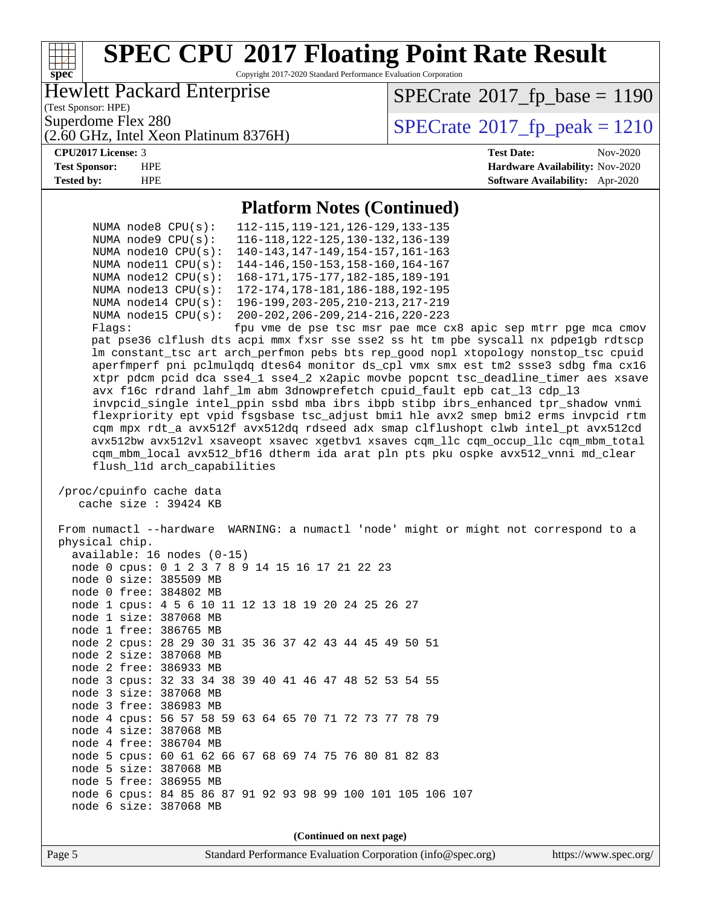# SPEC CPU 2017 Floating Point Rate Result

Copyright 2017-2020 Standard Performance Evaluation Corporation

Hewlett Packard Enterprise
(Test Sponsor: HPE)
Superdome Flex 280
(2.60 GHz, Intel Xeon Platinum 8376H)

SPECrate 2017_fp_base = 1190

SPECrate 2017_fp_peak = 1210

**CPU2017 License:** 3
**Test Sponsor:** HPE
**Tested by:** HPE

**Test Date:** Nov-2020
**Hardware Availability:** Nov-2020
**Software Availability:** Apr-2020

## Platform Notes (Continued)

```
     NUMA node8 CPU(s):    112-115,119-121,126-129,133-135
     NUMA node9 CPU(s):    116-118,122-125,130-132,136-139
     NUMA node10 CPU(s):   140-143,147-149,154-157,161-163
     NUMA node11 CPU(s):   144-146,150-153,158-160,164-167
     NUMA node12 CPU(s):   168-171,175-177,182-185,189-191
     NUMA node13 CPU(s):   172-174,178-181,186-188,192-195
     NUMA node14 CPU(s):   196-199,203-205,210-213,217-219
     NUMA node15 CPU(s):   200-202,206-209,214-216,220-223
     Flags:                fpu vme de pse tsc msr pae mce cx8 apic sep mtrr pge mca cmov
     pat pse36 clflush dts acpi mmx fxsr sse sse2 ss ht tm pbe syscall nx pdpe1gb rdtscp
     lm constant_tsc art arch_perfmon pebs bts rep_good nopl xtopology nonstop_tsc cpuid
     aperfmperf pni pclmulqdq dtes64 monitor ds_cpl vmx smx est tm2 ssse3 sdbg fma cx16
     xtpr pdcm pcid dca sse4_1 sse4_2 x2apic movbe popcnt tsc_deadline_timer aes xsave
     avx f16c rdrand lahf_lm abm 3dnowprefetch cpuid_fault epb cat_l3 cdp_l3
     invpcid_single intel_ppin ssbd mba ibrs ibpb stibp ibrs_enhanced tpr_shadow vnmi
     flexpriority ept vpid fsgsbase tsc_adjust bmi1 hle avx2 smep bmi2 erms invpcid rtm
     cqm mpx rdt_a avx512f avx512dq rdseed adx smap clflushopt clwb intel_pt avx512cd
     avx512bw avx512vl xsaveopt xsavec xgetbv1 xsaves cqm_llc cqm_occup_llc cqm_mbm_total
     cqm_mbm_local avx512_bf16 dtherm ida arat pln pts pku ospke avx512_vnni md_clear
     flush_l1d arch_capabilities

 /proc/cpuinfo cache data
    cache size : 39424 KB

 From numactl --hardware  WARNING: a numactl 'node' might or might not correspond to a
 physical chip.
   available: 16 nodes (0-15)
   node 0 cpus: 0 1 2 3 7 8 9 14 15 16 17 21 22 23
   node 0 size: 385509 MB
   node 0 free: 384802 MB
   node 1 cpus: 4 5 6 10 11 12 13 18 19 20 24 25 26 27
   node 1 size: 387068 MB
   node 1 free: 386765 MB
   node 2 cpus: 28 29 30 31 35 36 37 42 43 44 45 49 50 51
   node 2 size: 387068 MB
   node 2 free: 386933 MB
   node 3 cpus: 32 33 34 38 39 40 41 46 47 48 52 53 54 55
   node 3 size: 387068 MB
   node 3 free: 386983 MB
   node 4 cpus: 56 57 58 59 63 64 65 70 71 72 73 77 78 79
   node 4 size: 387068 MB
   node 4 free: 386704 MB
   node 5 cpus: 60 61 62 66 67 68 69 74 75 76 80 81 82 83
   node 5 size: 387068 MB
   node 5 free: 386955 MB
   node 6 cpus: 84 85 86 87 91 92 93 98 99 100 101 105 106 107
   node 6 size: 387068 MB
```

(Continued on next page)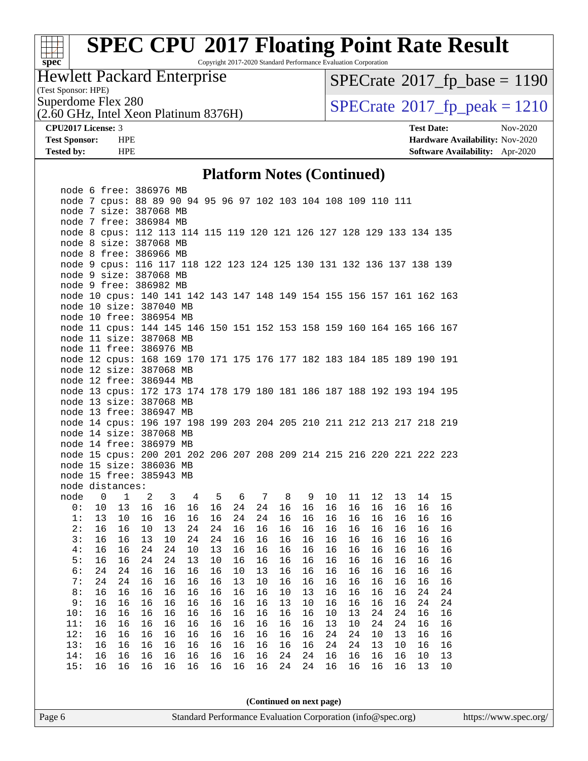# SPEC CPU 2017 Floating Point Rate Result

Copyright 2017-2020 Standard Performance Evaluation Corporation

Hewlett Packard Enterprise
(Test Sponsor: HPE)
Superdome Flex 280
(2.60 GHz, Intel Xeon Platinum 8376H)

SPECrate 2017_fp_base = 1190

SPECrate 2017_fp_peak = 1210

**CPU2017 License:** 3
**Test Sponsor:** HPE
**Tested by:** HPE

**Test Date:** Nov-2020
**Hardware Availability:** Nov-2020
**Software Availability:** Apr-2020

## Platform Notes (Continued)

```
node 6 free: 386976 MB
node 7 cpus: 88 89 90 94 95 96 97 102 103 104 108 109 110 111
node 7 size: 387068 MB
node 7 free: 386984 MB
node 8 cpus: 112 113 114 115 119 120 121 126 127 128 129 133 134 135
node 8 size: 387068 MB
node 8 free: 386966 MB
node 9 cpus: 116 117 118 122 123 124 125 130 131 132 136 137 138 139
node 9 size: 387068 MB
node 9 free: 386982 MB
node 10 cpus: 140 141 142 143 147 148 149 154 155 156 157 161 162 163
node 10 size: 387040 MB
node 10 free: 386954 MB
node 11 cpus: 144 145 146 150 151 152 153 158 159 160 164 165 166 167
node 11 size: 387068 MB
node 11 free: 386976 MB
node 12 cpus: 168 169 170 171 175 176 177 182 183 184 185 189 190 191
node 12 size: 387068 MB
node 12 free: 386944 MB
node 13 cpus: 172 173 174 178 179 180 181 186 187 188 192 193 194 195
node 13 size: 387068 MB
node 13 free: 386947 MB
node 14 cpus: 196 197 198 199 203 204 205 210 211 212 213 217 218 219
node 14 size: 387068 MB
node 14 free: 386979 MB
node 15 cpus: 200 201 202 206 207 208 209 214 215 216 220 221 222 223
node 15 size: 386036 MB
node 15 free: 385943 MB
node distances:
node   0   1   2   3   4   5   6   7   8   9  10  11  12  13  14  15
  0:  10  13  16  16  16  16  24  24  16  16  16  16  16  16  16  16
  1:  13  10  16  16  16  16  24  24  16  16  16  16  16  16  16  16
  2:  16  16  10  13  24  24  16  16  16  16  16  16  16  16  16  16
  3:  16  16  13  10  24  24  16  16  16  16  16  16  16  16  16  16
  4:  16  16  24  24  10  13  16  16  16  16  16  16  16  16  16  16
  5:  16  16  24  24  13  10  16  16  16  16  16  16  16  16  16  16
  6:  24  24  16  16  16  16  10  13  16  16  16  16  16  16  16  16
  7:  24  24  16  16  16  16  13  10  16  16  16  16  16  16  16  16
  8:  16  16  16  16  16  16  16  16  10  13  16  16  16  16  24  24
  9:  16  16  16  16  16  16  16  16  13  10  16  16  16  16  24  24
 10:  16  16  16  16  16  16  16  16  16  16  10  13  24  24  16  16
 11:  16  16  16  16  16  16  16  16  16  16  13  10  24  24  16  16
 12:  16  16  16  16  16  16  16  16  16  16  24  24  10  13  16  16
 13:  16  16  16  16  16  16  16  16  16  16  24  24  13  10  16  16
 14:  16  16  16  16  16  16  16  16  24  24  16  16  16  16  10  13
 15:  16  16  16  16  16  16  16  16  24  24  16  16  16  16  13  10
```

(Continued on next page)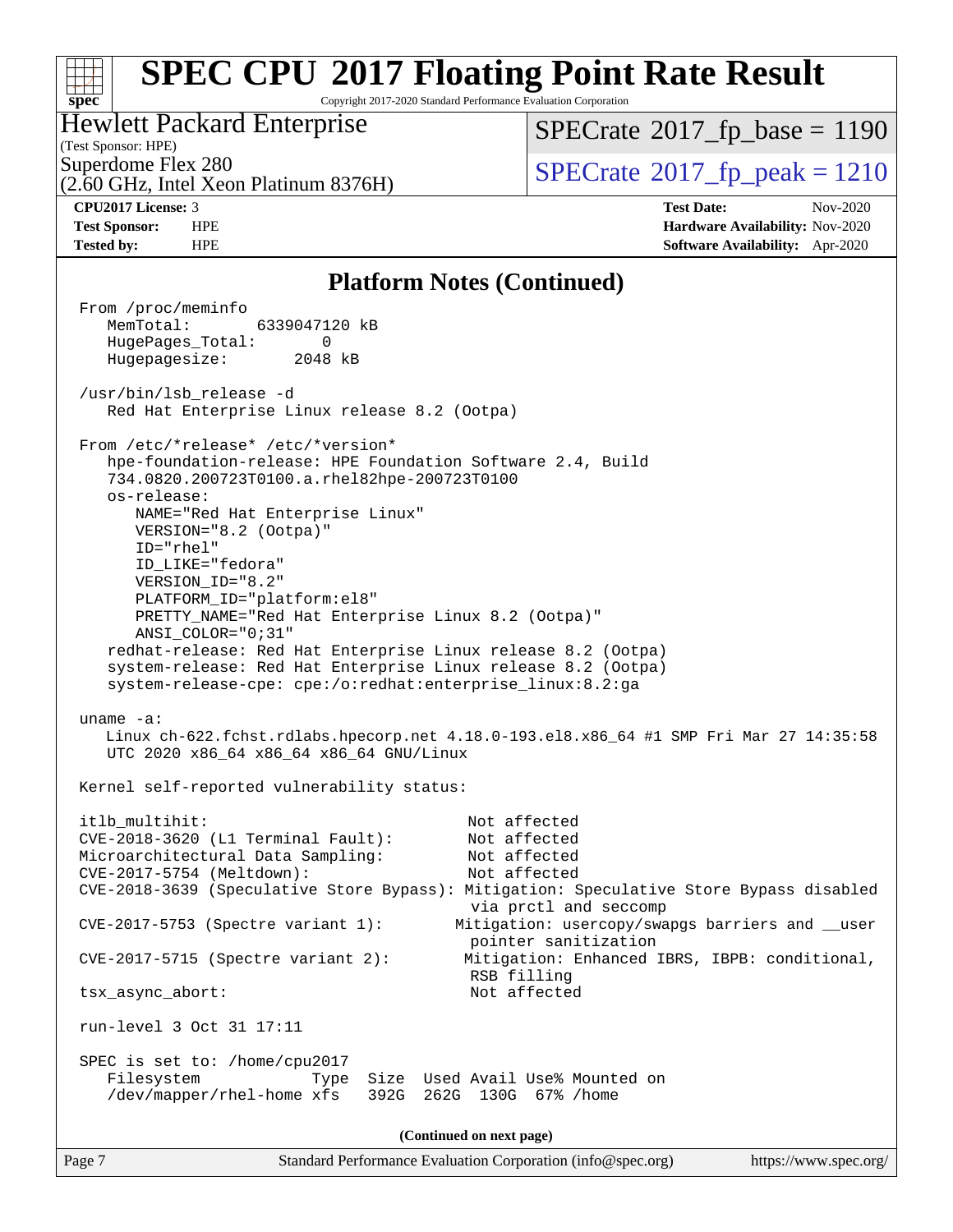# SPEC CPU 2017 Floating Point Rate Result

Copyright 2017-2020 Standard Performance Evaluation Corporation

**Hewlett Packard Enterprise**
(Test Sponsor: HPE)
Superdome Flex 280
(2.60 GHz, Intel Xeon Platinum 8376H)

SPECrate 2017_fp_base = 1190
SPECrate 2017_fp_peak = 1210

**CPU2017 License:** 3
**Test Sponsor:** HPE
**Tested by:** HPE

**Test Date:** Nov-2020
**Hardware Availability:** Nov-2020
**Software Availability:** Apr-2020

## Platform Notes (Continued)

```
From /proc/meminfo
   MemTotal:       6339047120 kB
   HugePages_Total:       0
   Hugepagesize:       2048 kB

 /usr/bin/lsb_release -d
   Red Hat Enterprise Linux release 8.2 (Ootpa)

 From /etc/*release* /etc/*version*
   hpe-foundation-release: HPE Foundation Software 2.4, Build
   734.0820.200723T0100.a.rhel82hpe-200723T0100
   os-release:
      NAME="Red Hat Enterprise Linux"
      VERSION="8.2 (Ootpa)"
      ID="rhel"
      ID_LIKE="fedora"
      VERSION_ID="8.2"
      PLATFORM_ID="platform:el8"
      PRETTY_NAME="Red Hat Enterprise Linux 8.2 (Ootpa)"
      ANSI_COLOR="0;31"
   redhat-release: Red Hat Enterprise Linux release 8.2 (Ootpa)
   system-release: Red Hat Enterprise Linux release 8.2 (Ootpa)
   system-release-cpe: cpe:/o:redhat:enterprise_linux:8.2:ga

 uname -a:
   Linux ch-622.fchst.rdlabs.hpecorp.net 4.18.0-193.el8.x86_64 #1 SMP Fri Mar 27 14:35:58
   UTC 2020 x86_64 x86_64 x86_64 GNU/Linux

 Kernel self-reported vulnerability status:

 itlb_multihit:                                Not affected
 CVE-2018-3620 (L1 Terminal Fault):            Not affected
 Microarchitectural Data Sampling:             Not affected
 CVE-2017-5754 (Meltdown):                     Not affected
 CVE-2018-3639 (Speculative Store Bypass): Mitigation: Speculative Store Bypass disabled
                                               via prctl and seccomp
 CVE-2017-5753 (Spectre variant 1):          Mitigation: usercopy/swapgs barriers and __user
                                               pointer sanitization
 CVE-2017-5715 (Spectre variant 2):           Mitigation: Enhanced IBRS, IBPB: conditional,
                                               RSB filling
 tsx_async_abort:                              Not affected

 run-level 3 Oct 31 17:11

 SPEC is set to: /home/cpu2017
   Filesystem            Type  Size  Used Avail Use% Mounted on
   /dev/mapper/rhel-home xfs   392G  262G  130G  67% /home
```

(Continued on next page)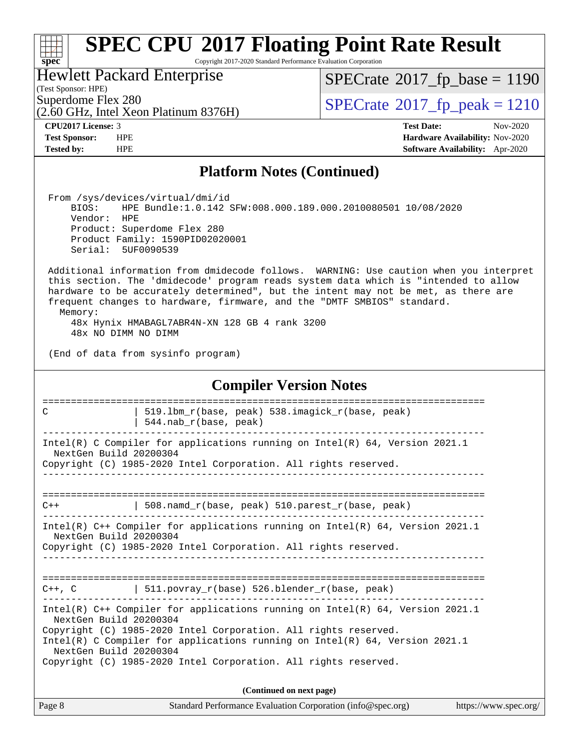## Platform Notes (Continued)

```
From /sys/devices/virtual/dmi/id
    BIOS:    HPE Bundle:1.0.142 SFW:008.000.189.000.2010080501 10/08/2020
    Vendor:  HPE
    Product: Superdome Flex 280
    Product Family: 1590PID02020001
    Serial:  5UF0090539

Additional information from dmidecode follows.  WARNING: Use caution when you interpret
this section. The 'dmidecode' program reads system data which is "intended to allow
hardware to be accurately determined", but the intent may not be met, as there are
frequent changes to hardware, firmware, and the "DMTF SMBIOS" standard.
  Memory:
    48x Hynix HMABAGL7ABR4N-XN 128 GB 4 rank 3200
    48x NO DIMM NO DIMM

(End of data from sysinfo program)
```

## Compiler Version Notes

```
==============================================================================
C               | 519.lbm_r(base, peak) 538.imagick_r(base, peak)
                | 544.nab_r(base, peak)
------------------------------------------------------------------------------
Intel(R) C Compiler for applications running on Intel(R) 64, Version 2021.1
  NextGen Build 20200304
Copyright (C) 1985-2020 Intel Corporation. All rights reserved.
------------------------------------------------------------------------------

==============================================================================
C++             | 508.namd_r(base, peak) 510.parest_r(base, peak)
------------------------------------------------------------------------------
Intel(R) C++ Compiler for applications running on Intel(R) 64, Version 2021.1
  NextGen Build 20200304
Copyright (C) 1985-2020 Intel Corporation. All rights reserved.
------------------------------------------------------------------------------

==============================================================================
C++, C          | 511.povray_r(base) 526.blender_r(base, peak)
------------------------------------------------------------------------------
Intel(R) C++ Compiler for applications running on Intel(R) 64, Version 2021.1
  NextGen Build 20200304
Copyright (C) 1985-2020 Intel Corporation. All rights reserved.
Intel(R) C Compiler for applications running on Intel(R) 64, Version 2021.1
  NextGen Build 20200304
Copyright (C) 1985-2020 Intel Corporation. All rights reserved.
```

**(Continued on next page)**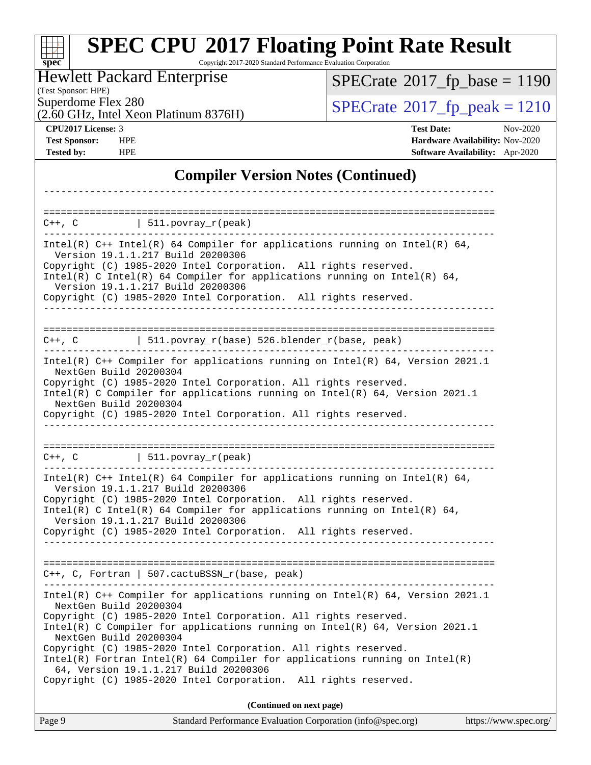## Compiler Version Notes (Continued)

```
------------------------------------------------------------------------------

==============================================================================
C++, C         | 511.povray_r(peak)
------------------------------------------------------------------------------
Intel(R) C++ Intel(R) 64 Compiler for applications running on Intel(R) 64,
  Version 19.1.1.217 Build 20200306
Copyright (C) 1985-2020 Intel Corporation.  All rights reserved.
Intel(R) C Intel(R) 64 Compiler for applications running on Intel(R) 64,
  Version 19.1.1.217 Build 20200306
Copyright (C) 1985-2020 Intel Corporation.  All rights reserved.
------------------------------------------------------------------------------

==============================================================================
C++, C         | 511.povray_r(base) 526.blender_r(base, peak)
------------------------------------------------------------------------------
Intel(R) C++ Compiler for applications running on Intel(R) 64, Version 2021.1
  NextGen Build 20200304
Copyright (C) 1985-2020 Intel Corporation. All rights reserved.
Intel(R) C Compiler for applications running on Intel(R) 64, Version 2021.1
  NextGen Build 20200304
Copyright (C) 1985-2020 Intel Corporation. All rights reserved.
------------------------------------------------------------------------------

==============================================================================
C++, C         | 511.povray_r(peak)
------------------------------------------------------------------------------
Intel(R) C++ Intel(R) 64 Compiler for applications running on Intel(R) 64,
  Version 19.1.1.217 Build 20200306
Copyright (C) 1985-2020 Intel Corporation.  All rights reserved.
Intel(R) C Intel(R) 64 Compiler for applications running on Intel(R) 64,
  Version 19.1.1.217 Build 20200306
Copyright (C) 1985-2020 Intel Corporation.  All rights reserved.
------------------------------------------------------------------------------

==============================================================================
C++, C, Fortran | 507.cactuBSSN_r(base, peak)
------------------------------------------------------------------------------
Intel(R) C++ Compiler for applications running on Intel(R) 64, Version 2021.1
  NextGen Build 20200304
Copyright (C) 1985-2020 Intel Corporation. All rights reserved.
Intel(R) C Compiler for applications running on Intel(R) 64, Version 2021.1
  NextGen Build 20200304
Copyright (C) 1985-2020 Intel Corporation. All rights reserved.
Intel(R) Fortran Intel(R) 64 Compiler for applications running on Intel(R)
  64, Version 19.1.1.217 Build 20200306
Copyright (C) 1985-2020 Intel Corporation.  All rights reserved.
```

**(Continued on next page)**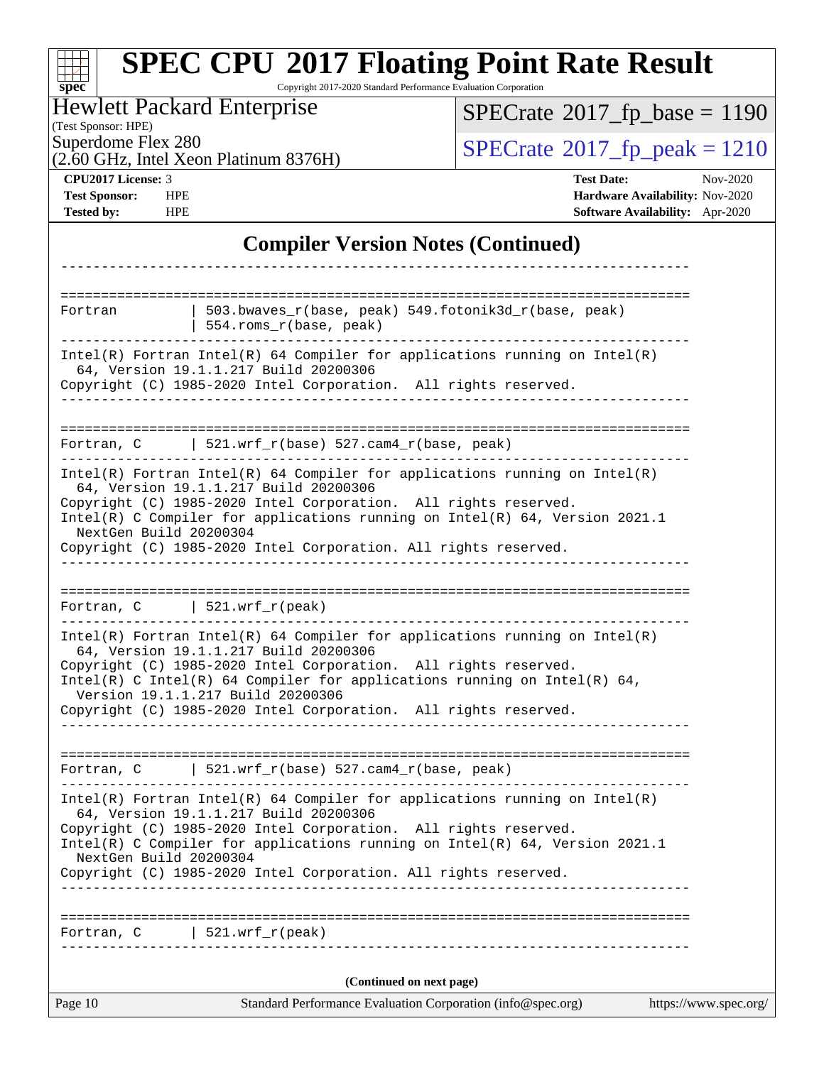# SPEC CPU 2017 Floating Point Rate Result

Copyright 2017-2020 Standard Performance Evaluation Corporation

**Hewlett Packard Enterprise**
(Test Sponsor: HPE)
Superdome Flex 280
(2.60 GHz, Intel Xeon Platinum 8376H)

SPECrate 2017_fp_base = 1190
SPECrate 2017_fp_peak = 1210

**CPU2017 License:** 3
**Test Sponsor:** HPE
**Tested by:** HPE

**Test Date:** Nov-2020
**Hardware Availability:** Nov-2020
**Software Availability:** Apr-2020

## Compiler Version Notes (Continued)

```
------------------------------------------------------------------------------

==============================================================================
Fortran         | 503.bwaves_r(base, peak) 549.fotonik3d_r(base, peak)
                | 554.roms_r(base, peak)
------------------------------------------------------------------------------
Intel(R) Fortran Intel(R) 64 Compiler for applications running on Intel(R)
  64, Version 19.1.1.217 Build 20200306
Copyright (C) 1985-2020 Intel Corporation.  All rights reserved.
------------------------------------------------------------------------------

==============================================================================
Fortran, C      | 521.wrf_r(base) 527.cam4_r(base, peak)
------------------------------------------------------------------------------
Intel(R) Fortran Intel(R) 64 Compiler for applications running on Intel(R)
  64, Version 19.1.1.217 Build 20200306
Copyright (C) 1985-2020 Intel Corporation.  All rights reserved.
Intel(R) C Compiler for applications running on Intel(R) 64, Version 2021.1
  NextGen Build 20200304
Copyright (C) 1985-2020 Intel Corporation. All rights reserved.
------------------------------------------------------------------------------

==============================================================================
Fortran, C      | 521.wrf_r(peak)
------------------------------------------------------------------------------
Intel(R) Fortran Intel(R) 64 Compiler for applications running on Intel(R)
  64, Version 19.1.1.217 Build 20200306
Copyright (C) 1985-2020 Intel Corporation.  All rights reserved.
Intel(R) C Intel(R) 64 Compiler for applications running on Intel(R) 64,
  Version 19.1.1.217 Build 20200306
Copyright (C) 1985-2020 Intel Corporation.  All rights reserved.
------------------------------------------------------------------------------

==============================================================================
Fortran, C      | 521.wrf_r(base) 527.cam4_r(base, peak)
------------------------------------------------------------------------------
Intel(R) Fortran Intel(R) 64 Compiler for applications running on Intel(R)
  64, Version 19.1.1.217 Build 20200306
Copyright (C) 1985-2020 Intel Corporation.  All rights reserved.
Intel(R) C Compiler for applications running on Intel(R) 64, Version 2021.1
  NextGen Build 20200304
Copyright (C) 1985-2020 Intel Corporation. All rights reserved.
------------------------------------------------------------------------------

==============================================================================
Fortran, C      | 521.wrf_r(peak)
------------------------------------------------------------------------------
```

**(Continued on next page)**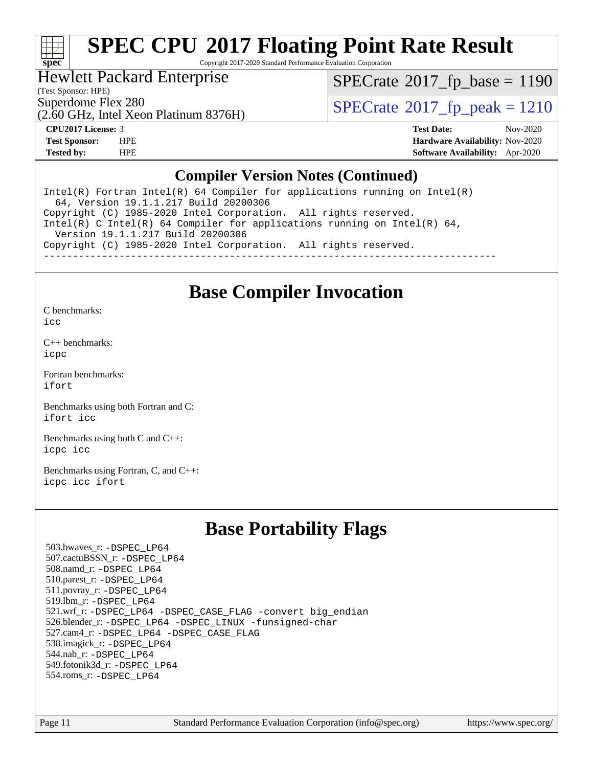## Compiler Version Notes (Continued)

```
Intel(R) Fortran Intel(R) 64 Compiler for applications running on Intel(R)
  64, Version 19.1.1.217 Build 20200306
Copyright (C) 1985-2020 Intel Corporation.  All rights reserved.
Intel(R) C Intel(R) 64 Compiler for applications running on Intel(R) 64,
  Version 19.1.1.217 Build 20200306
Copyright (C) 1985-2020 Intel Corporation.  All rights reserved.
------------------------------------------------------------------------------
```

# Base Compiler Invocation

C benchmarks:
icc

C++ benchmarks:
icpc

Fortran benchmarks:
ifort

Benchmarks using both Fortran and C:
ifort icc

Benchmarks using both C and C++:
icpc icc

Benchmarks using Fortran, C, and C++:
icpc icc ifort

# Base Portability Flags

503.bwaves_r: -DSPEC_LP64
507.cactuBSSN_r: -DSPEC_LP64
508.namd_r: -DSPEC_LP64
510.parest_r: -DSPEC_LP64
511.povray_r: -DSPEC_LP64
519.lbm_r: -DSPEC_LP64
521.wrf_r: -DSPEC_LP64 -DSPEC_CASE_FLAG -convert big_endian
526.blender_r: -DSPEC_LP64 -DSPEC_LINUX -funsigned-char
527.cam4_r: -DSPEC_LP64 -DSPEC_CASE_FLAG
538.imagick_r: -DSPEC_LP64
544.nab_r: -DSPEC_LP64
549.fotonik3d_r: -DSPEC_LP64
554.roms_r: -DSPEC_LP64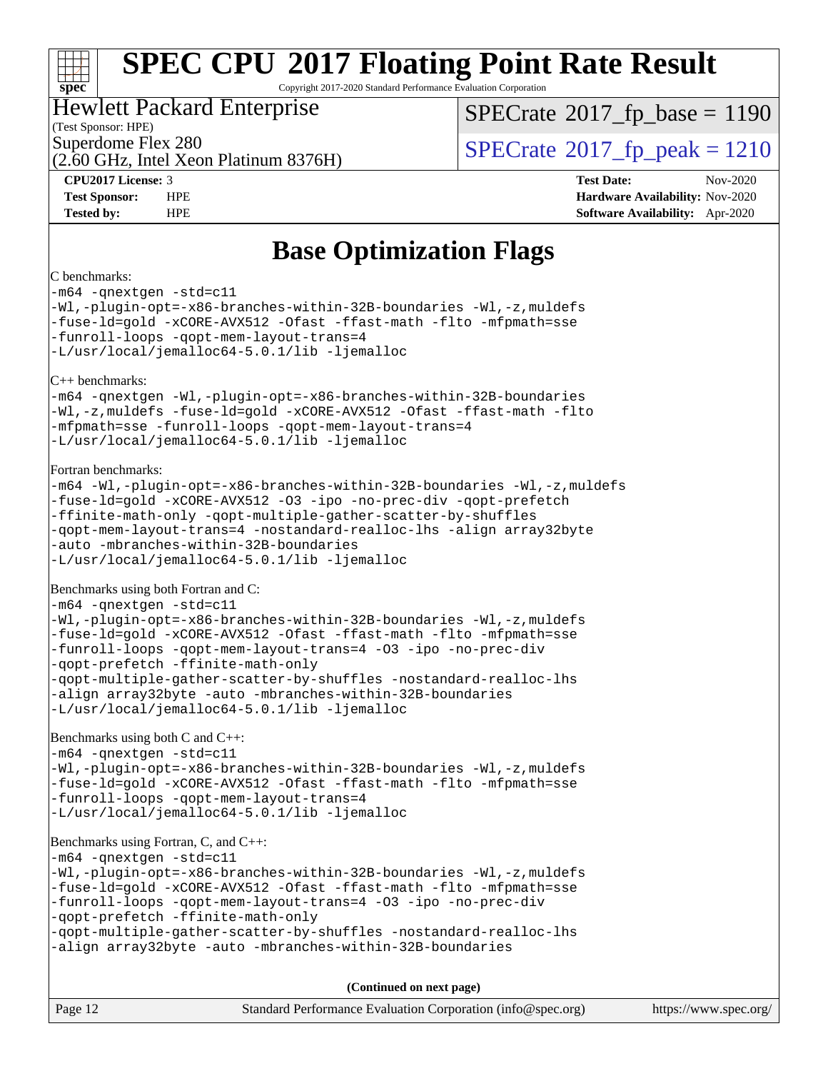# SPEC CPU 2017 Floating Point Rate Result

Copyright 2017-2020 Standard Performance Evaluation Corporation

Hewlett Packard Enterprise
(Test Sponsor: HPE)
Superdome Flex 280
(2.60 GHz, Intel Xeon Platinum 8376H)

SPECrate 2017_fp_base = 1190
SPECrate 2017_fp_peak = 1210

**CPU2017 License:** 3
**Test Sponsor:** HPE
**Tested by:** HPE

**Test Date:** Nov-2020
**Hardware Availability:** Nov-2020
**Software Availability:** Apr-2020

## Base Optimization Flags

C benchmarks:
```
-m64 -qnextgen -std=c11
-Wl,-plugin-opt=-x86-branches-within-32B-boundaries -Wl,-z,muldefs
-fuse-ld=gold -xCORE-AVX512 -Ofast -ffast-math -flto -mfpmath=sse
-funroll-loops -qopt-mem-layout-trans=4
-L/usr/local/jemalloc64-5.0.1/lib -ljemalloc
```

C++ benchmarks:
```
-m64 -qnextgen -Wl,-plugin-opt=-x86-branches-within-32B-boundaries
-Wl,-z,muldefs -fuse-ld=gold -xCORE-AVX512 -Ofast -ffast-math -flto
-mfpmath=sse -funroll-loops -qopt-mem-layout-trans=4
-L/usr/local/jemalloc64-5.0.1/lib -ljemalloc
```

Fortran benchmarks:
```
-m64 -Wl,-plugin-opt=-x86-branches-within-32B-boundaries -Wl,-z,muldefs
-fuse-ld=gold -xCORE-AVX512 -O3 -ipo -no-prec-div -qopt-prefetch
-ffinite-math-only -qopt-multiple-gather-scatter-by-shuffles
-qopt-mem-layout-trans=4 -nostandard-realloc-lhs -align array32byte
-auto -mbranches-within-32B-boundaries
-L/usr/local/jemalloc64-5.0.1/lib -ljemalloc
```

Benchmarks using both Fortran and C:
```
-m64 -qnextgen -std=c11
-Wl,-plugin-opt=-x86-branches-within-32B-boundaries -Wl,-z,muldefs
-fuse-ld=gold -xCORE-AVX512 -Ofast -ffast-math -flto -mfpmath=sse
-funroll-loops -qopt-mem-layout-trans=4 -O3 -ipo -no-prec-div
-qopt-prefetch -ffinite-math-only
-qopt-multiple-gather-scatter-by-shuffles -nostandard-realloc-lhs
-align array32byte -auto -mbranches-within-32B-boundaries
-L/usr/local/jemalloc64-5.0.1/lib -ljemalloc
```

Benchmarks using both C and C++:
```
-m64 -qnextgen -std=c11
-Wl,-plugin-opt=-x86-branches-within-32B-boundaries -Wl,-z,muldefs
-fuse-ld=gold -xCORE-AVX512 -Ofast -ffast-math -flto -mfpmath=sse
-funroll-loops -qopt-mem-layout-trans=4
-L/usr/local/jemalloc64-5.0.1/lib -ljemalloc
```

Benchmarks using Fortran, C, and C++:
```
-m64 -qnextgen -std=c11
-Wl,-plugin-opt=-x86-branches-within-32B-boundaries -Wl,-z,muldefs
-fuse-ld=gold -xCORE-AVX512 -Ofast -ffast-math -flto -mfpmath=sse
-funroll-loops -qopt-mem-layout-trans=4 -O3 -ipo -no-prec-div
-qopt-prefetch -ffinite-math-only
-qopt-multiple-gather-scatter-by-shuffles -nostandard-realloc-lhs
-align array32byte -auto -mbranches-within-32B-boundaries
```

**(Continued on next page)**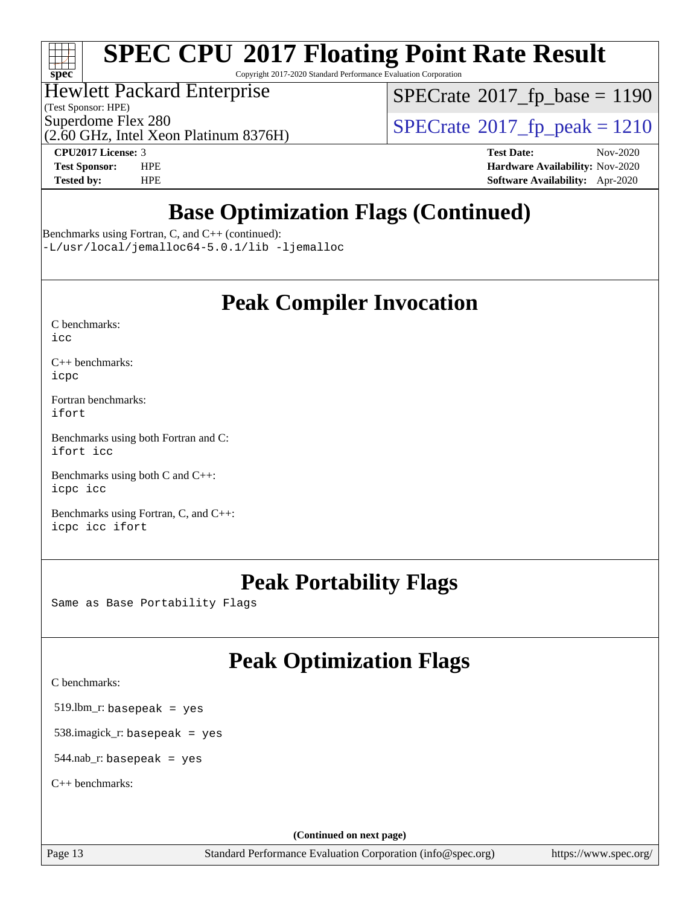# Base Optimization Flags (Continued)

Benchmarks using Fortran, C, and C++ (continued):
`-L/usr/local/jemalloc64-5.0.1/lib -ljemalloc`

# Peak Compiler Invocation

C benchmarks:
`icc`

C++ benchmarks:
`icpc`

Fortran benchmarks:
`ifort`

Benchmarks using both Fortran and C:
`ifort icc`

Benchmarks using both C and C++:
`icpc icc`

Benchmarks using Fortran, C, and C++:
`icpc icc ifort`

# Peak Portability Flags

Same as Base Portability Flags

# Peak Optimization Flags

C benchmarks:

519.lbm_r: `basepeak = yes`

538.imagick_r: `basepeak = yes`

544.nab_r: `basepeak = yes`

C++ benchmarks:

(Continued on next page)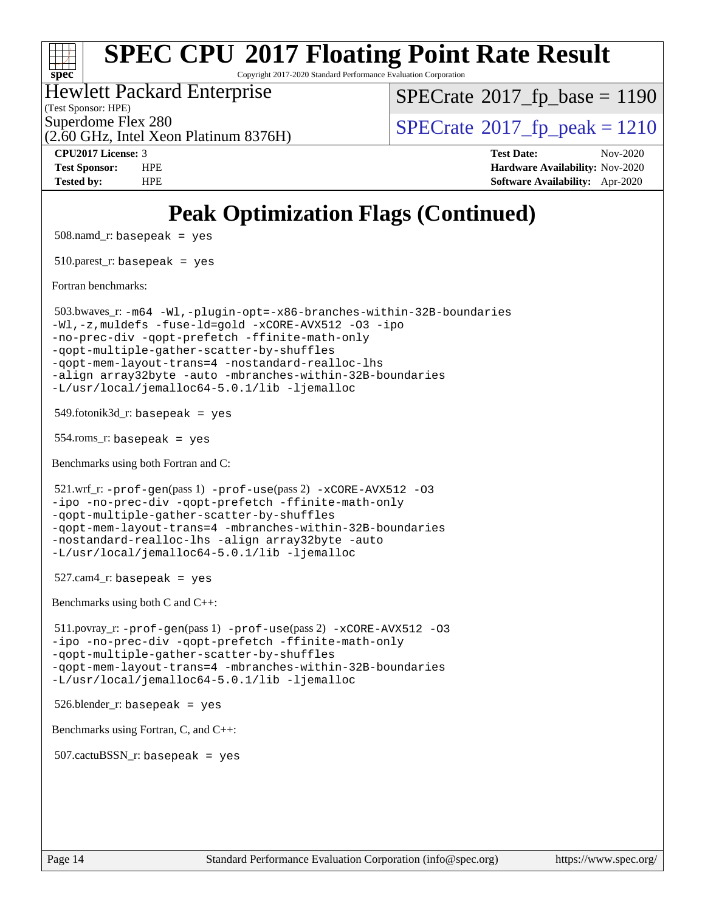# Peak Optimization Flags (Continued)

508.namd_r: basepeak = yes

510.parest_r: basepeak = yes

Fortran benchmarks:

503.bwaves_r: -m64 -Wl,-plugin-opt=-x86-branches-within-32B-boundaries -Wl,-z,muldefs -fuse-ld=gold -xCORE-AVX512 -O3 -ipo -no-prec-div -qopt-prefetch -ffinite-math-only -qopt-multiple-gather-scatter-by-shuffles -qopt-mem-layout-trans=4 -nostandard-realloc-lhs -align array32byte -auto -mbranches-within-32B-boundaries -L/usr/local/jemalloc64-5.0.1/lib -ljemalloc

549.fotonik3d_r: basepeak = yes

554.roms_r: basepeak = yes

Benchmarks using both Fortran and C:

521.wrf_r: -prof-gen(pass 1) -prof-use(pass 2) -xCORE-AVX512 -O3 -ipo -no-prec-div -qopt-prefetch -ffinite-math-only -qopt-multiple-gather-scatter-by-shuffles -qopt-mem-layout-trans=4 -mbranches-within-32B-boundaries -nostandard-realloc-lhs -align array32byte -auto -L/usr/local/jemalloc64-5.0.1/lib -ljemalloc

527.cam4_r: basepeak = yes

Benchmarks using both C and C++:

511.povray_r: -prof-gen(pass 1) -prof-use(pass 2) -xCORE-AVX512 -O3 -ipo -no-prec-div -qopt-prefetch -ffinite-math-only -qopt-multiple-gather-scatter-by-shuffles -qopt-mem-layout-trans=4 -mbranches-within-32B-boundaries -L/usr/local/jemalloc64-5.0.1/lib -ljemalloc

526.blender_r: basepeak = yes

Benchmarks using Fortran, C, and C++:

507.cactuBSSN_r: basepeak = yes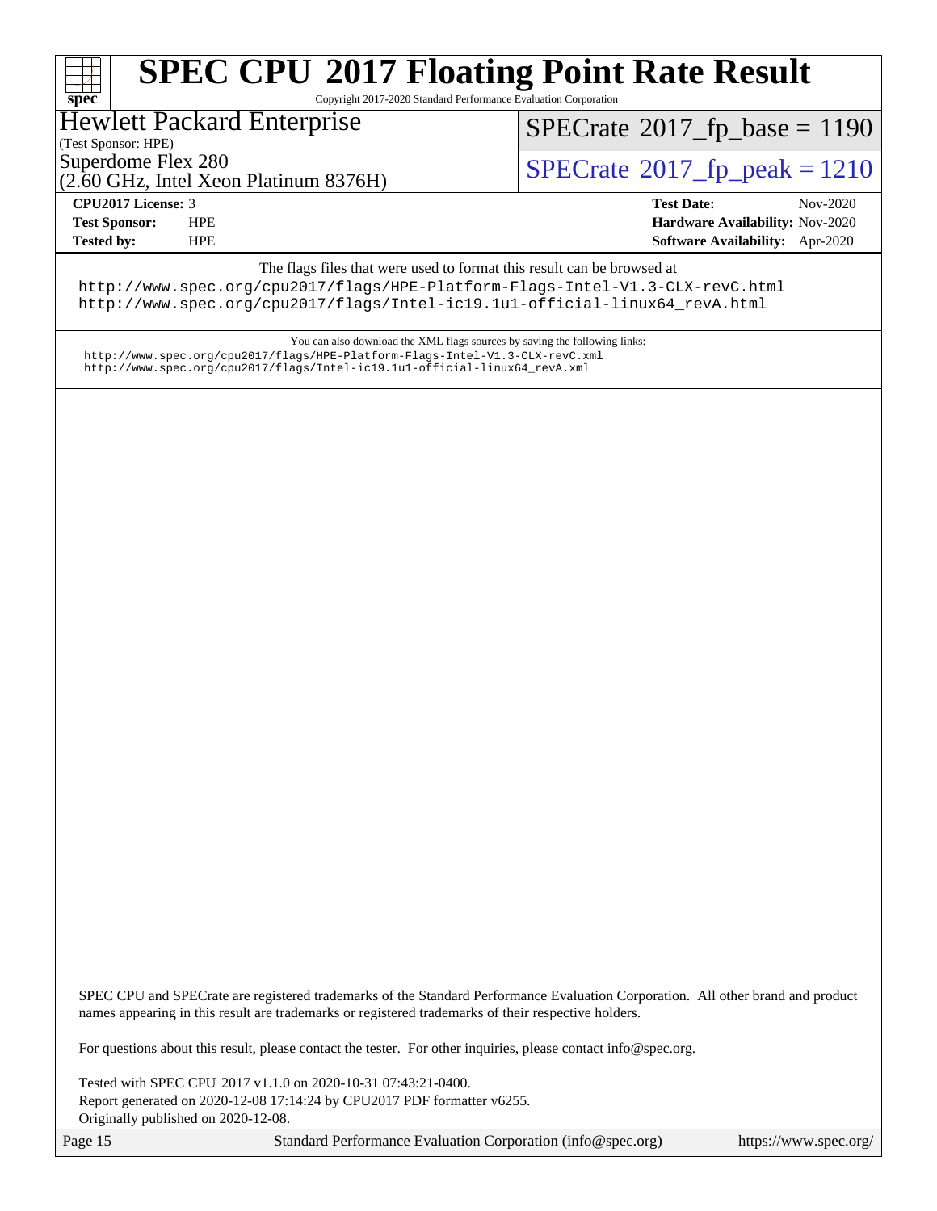The flags files that were used to format this result can be browsed at

http://www.spec.org/cpu2017/flags/HPE-Platform-Flags-Intel-V1.3-CLX-revC.html
http://www.spec.org/cpu2017/flags/Intel-ic19.1u1-official-linux64_revA.html

You can also download the XML flags sources by saving the following links:

http://www.spec.org/cpu2017/flags/HPE-Platform-Flags-Intel-V1.3-CLX-revC.xml
http://www.spec.org/cpu2017/flags/Intel-ic19.1u1-official-linux64_revA.xml

SPEC CPU and SPECrate are registered trademarks of the Standard Performance Evaluation Corporation. All other brand and product names appearing in this result are trademarks or registered trademarks of their respective holders.

For questions about this result, please contact the tester. For other inquiries, please contact info@spec.org.

Tested with SPEC CPU 2017 v1.1.0 on 2020-10-31 07:43:21-0400.
Report generated on 2020-12-08 17:14:24 by CPU2017 PDF formatter v6255.
Originally published on 2020-12-08.